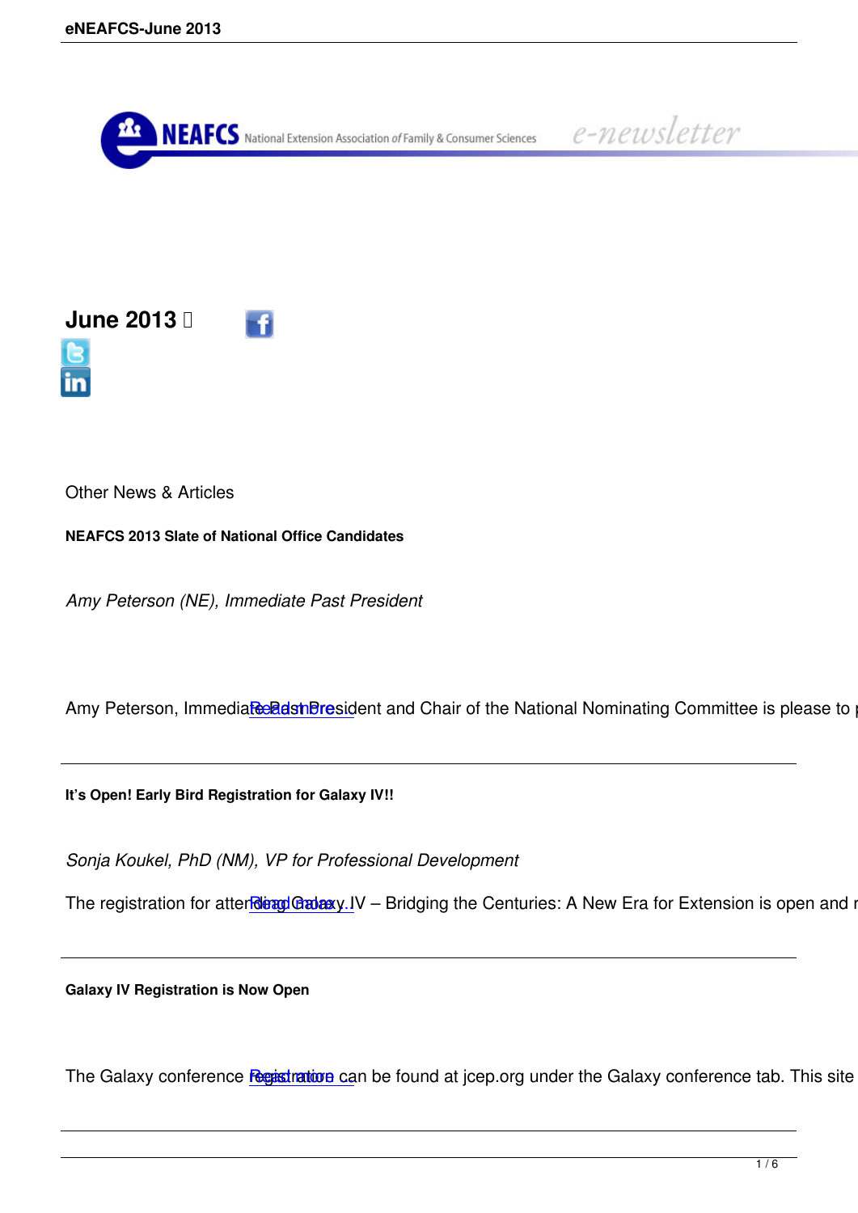## June 2013

Other News & Articles

**NEAFCS 2013 Slate of National Office Candidates**

*Amy Peterson (NE), Immediate Past President*

Amy Peterson, Immediate Past President and Chair of the National Nominating Committee is please to

Read more

---

**It's Open! Early Bird Registration for Galaxy IV!!**

*Sonja Koukel, PhD (NM), VP for Professional Development*

The registration for attending Galaxy IV – Bridging the Centuries: A New Era for Extension is open and

Read more

---

**Galaxy IV Registration is Now Open**

The Galaxy conference Registration can be found at jcep.org under the Galaxy conference tab. This site

Read more

---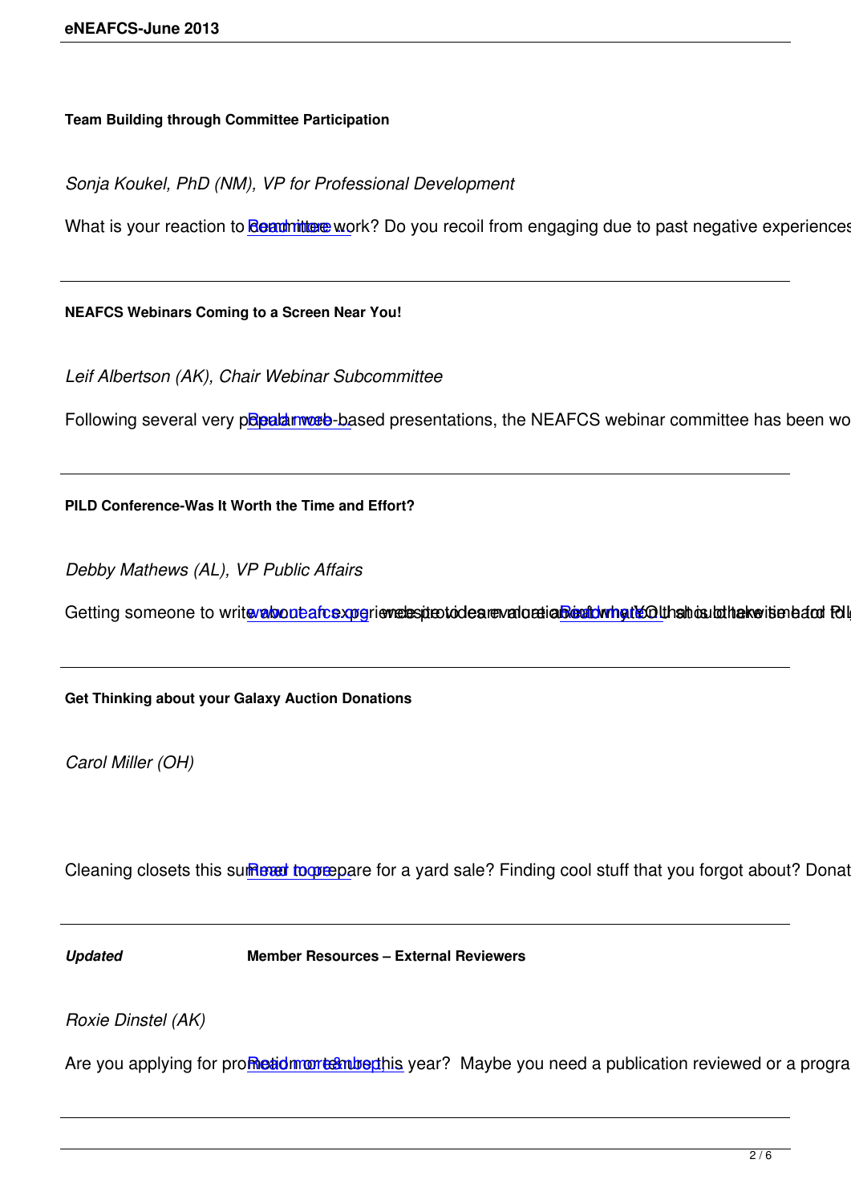**Team Building through Committee Participation**

*Sonja Koukel, PhD (NM), VP for Professional Development*

What is your reaction to committee work? Do you recoil from engaging due to past negative experiences Read more ...

---

**NEAFCS Webinars Coming to a Screen Near You!**

*Leif Albertson (AK), Chair Webinar Subcommittee*

Following several very popular web-based presentations, the NEAFCS webinar committee has been wo Read more ...

---

**PILD Conference-Was It Worth the Time and Effort?**

*Debby Mathews (AL), VP Public Affairs*

Getting someone to write about an experience to provide an evaluation about what YOU should take time and ... www.neafcs.org ... Read more ...

---

**Get Thinking about your Galaxy Auction Donations**

*Carol Miller (OH)*

Cleaning closets this summer to prepare for a yard sale? Finding cool stuff that you forgot about? Donat Read more

---

***Updated*** **Member Resources – External Reviewers**

*Roxie Dinstel (AK)*

Are you applying for promotion or tenure this year? Maybe you need a publication reviewed or a progra Read more &nbsp;

---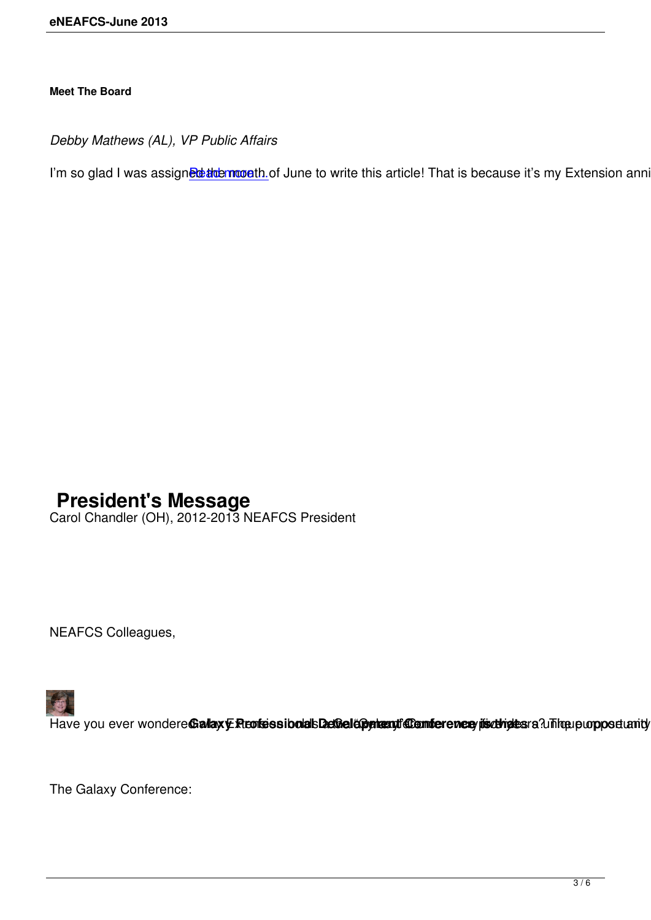**Meet The Board**

*Debby Mathews (AL), VP Public Affairs*

I'm so glad I was assigned the month of June to write this article! That is because it's my Extension anni Read more...

# President's Message

Carol Chandler (OH), 2012-2013 NEAFCS President

NEAFCS Colleagues,

Have you ever wondered **Galaxy Professional Development Conference** ... unique opportunity

The Galaxy Conference: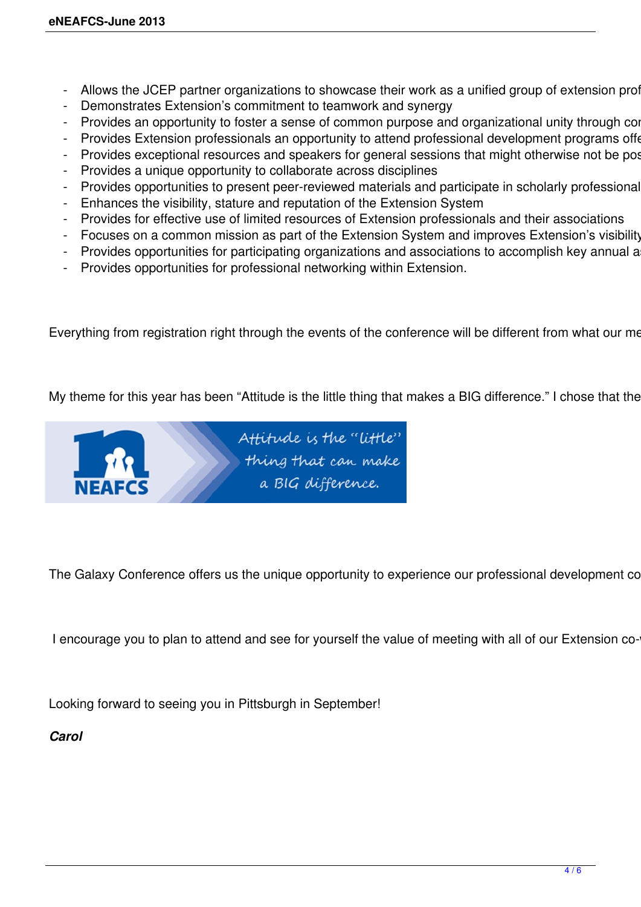- Allows the JCEP partner organizations to showcase their work as a unified group of extension prof
- Demonstrates Extension's commitment to teamwork and synergy
- Provides an opportunity to foster a sense of common purpose and organizational unity through co
- Provides Extension professionals an opportunity to attend professional development programs offe
- Provides exceptional resources and speakers for general sessions that might otherwise not be pos
- Provides a unique opportunity to collaborate across disciplines
- Provides opportunities to present peer-reviewed materials and participate in scholarly professional
- Enhances the visibility, stature and reputation of the Extension System
- Provides for effective use of limited resources of Extension professionals and their associations
- Focuses on a common mission as part of the Extension System and improves Extension's visibility
- Provides opportunities for participating organizations and associations to accomplish key annual a
- Provides opportunities for professional networking within Extension.

Everything from registration right through the events of the conference will be different from what our me

My theme for this year has been "Attitude is the little thing that makes a BIG difference." I chose that the

NEAFCS

Attitude is the "little" thing that can make a BIG difference.

The Galaxy Conference offers us the unique opportunity to experience our professional development co

I encourage you to plan to attend and see for yourself the value of meeting with all of our Extension co-

Looking forward to seeing you in Pittsburgh in September!

***Carol***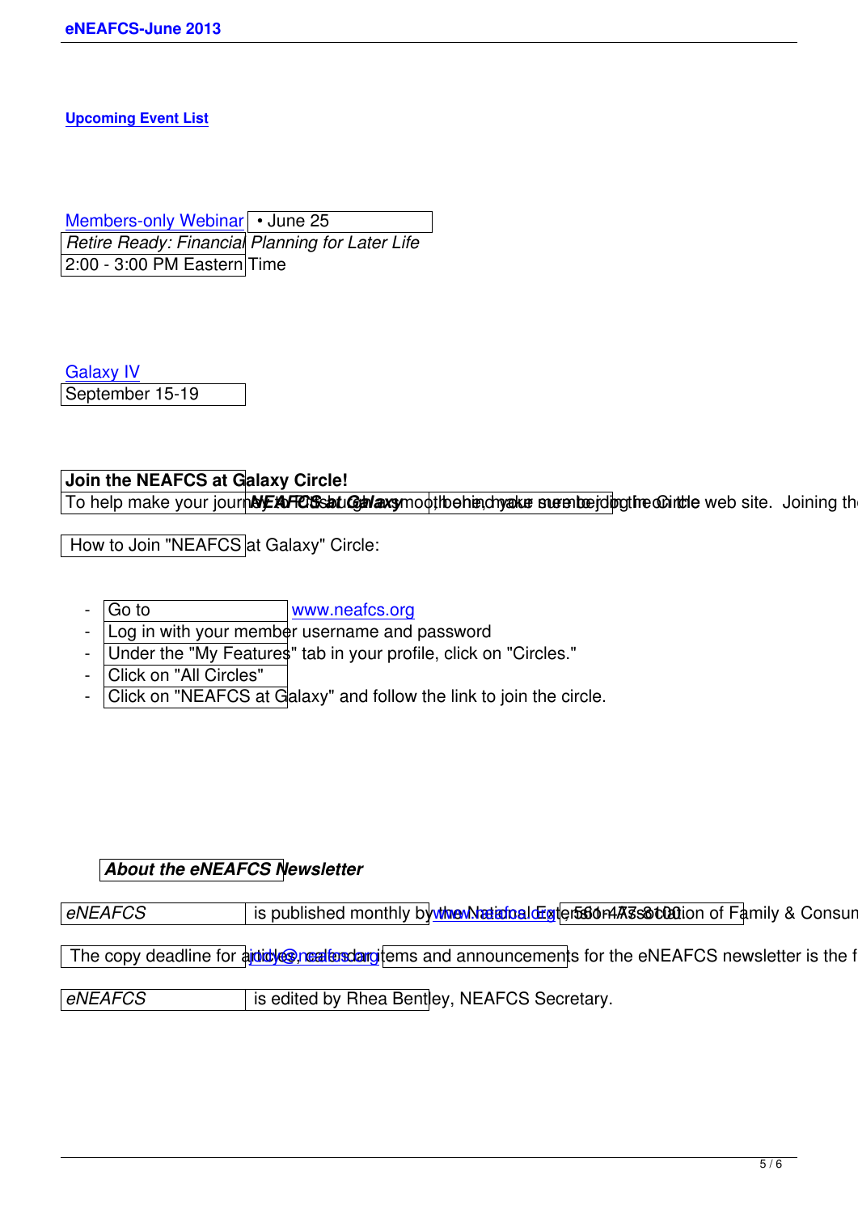**Upcoming Event List**

Members-only Webinar • June 25
*Retire Ready: Financial Planning for Later Life*
2:00 - 3:00 PM Eastern Time

Galaxy IV
September 15-19

**Join the NEAFCS at Galaxy Circle!**
To help make your journey to Galaxy smooth, be sure to join the ***NEAFCS at Galaxy*** Circle, then make sure to bookmark the circle on the web site. Joining the

How to Join "NEAFCS at Galaxy" Circle:

- Go to www.neafcs.org
- Log in with your member username and password
- Under the "My Features" tab in your profile, click on "Circles."
- Click on "All Circles"
- Click on "NEAFCS at Galaxy" and follow the link to join the circle.

***About the eNEAFCS Newsletter***

*eNEAFCS* is published monthly by the National Extension Association of Family & Consum www.neafcs.org, 561-477-8100.

The copy deadline for articles, calendar items and announcements for the eNEAFCS newsletter is the f jduke@neafcs.org

*eNEAFCS* is edited by Rhea Bentley, NEAFCS Secretary.